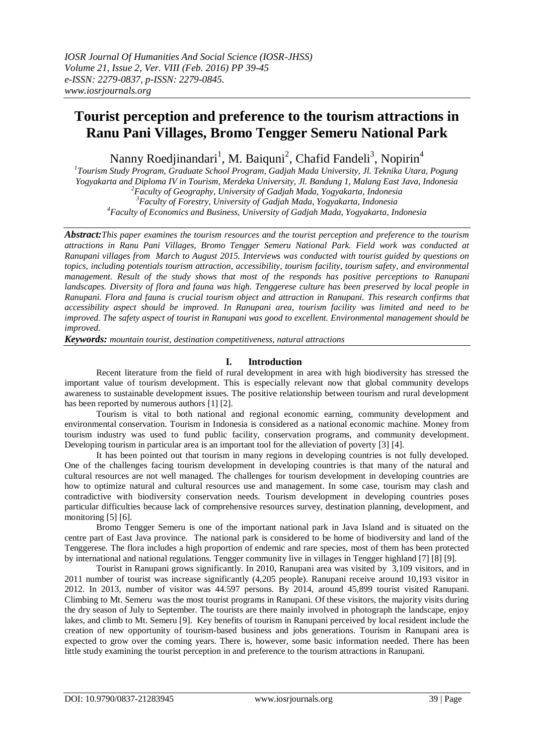# Tourist perception and preference to the tourism attractions in Ranu Pani Villages, Bromo Tengger Semeru National Park

Nanny Roedjinandari[1], M. Baiquni[2], Chafid Fandeli[3], Nopirin[4]

[1]Tourism Study Program, Graduate School Program, Gadjah Mada University, Jl. Teknika Utara, Pogung Yogyakarta and Diploma IV in Tourism, Merdeka University, Jl. Bandung 1, Malang East Java, Indonesia
[2]Faculty of Geography, University of Gadjah Mada, Yogyakarta, Indonesia
[3]Faculty of Forestry, University of Gadjah Mada, Yogyakarta, Indonesia
[4]Faculty of Economics and Business, University of Gadjah Mada, Yogyakarta, Indonesia

***Abstract:*** *This paper examines the tourism resources and the tourist perception and preference to the tourism attractions in Ranu Pani Villages, Bromo Tengger Semeru National Park. Field work was conducted at Ranupani villages from March to August 2015. Interviews was conducted with tourist guided by questions on topics, including potentials tourism attraction, accessibility, tourism facility, tourism safety, and environmental management. Result of the study shows that most of the responds has positive perceptions to Ranupani landscapes. Diversity of flora and fauna was high. Tenggerese culture has been preserved by local people in Ranupani. Flora and fauna is crucial tourism object and attraction in Ranupani. This research confirms that accessibility aspect should be improved. In Ranupani area, tourism facility was limited and need to be improved. The safety aspect of tourist in Ranupani was good to excellent. Environmental management should be improved.*

***Keywords:*** *mountain tourist, destination competitiveness, natural attractions*

## I. Introduction

Recent literature from the field of rural development in area with high biodiversity has stressed the important value of tourism development. This is especially relevant now that global community develops awareness to sustainable development issues. The positive relationship between tourism and rural development has been reported by numerous authors [1] [2].

Tourism is vital to both national and regional economic earning, community development and environmental conservation. Tourism in Indonesia is considered as a national economic machine. Money from tourism industry was used to fund public facility, conservation programs, and community development. Developing tourism in particular area is an important tool for the alleviation of poverty [3] [4].

It has been pointed out that tourism in many regions in developing countries is not fully developed. One of the challenges facing tourism development in developing countries is that many of the natural and cultural resources are not well managed. The challenges for tourism development in developing countries are how to optimize natural and cultural resources use and management. In some case, tourism may clash and contradictive with biodiversity conservation needs. Tourism development in developing countries poses particular difficulties because lack of comprehensive resources survey, destination planning, development, and monitoring [5] [6].

Bromo Tengger Semeru is one of the important national park in Java Island and is situated on the centre part of East Java province. The national park is considered to be home of biodiversity and land of the Tenggerese. The flora includes a high proportion of endemic and rare species, most of them has been protected by international and national regulations. Tengger community live in villages in Tengger highland [7] [8] [9].

Tourist in Ranupani grows significantly. In 2010, Ranupani area was visited by 3,109 visitors, and in 2011 number of tourist was increase significantly (4,205 people). Ranupani receive around 10,193 visitor in 2012. In 2013, number of visitor was 44.597 persons. By 2014, around 45,899 tourist visited Ranupani. Climbing to Mt. Semeru was the most tourist programs in Ranupani. Of these visitors, the majority visits during the dry season of July to September. The tourists are there mainly involved in photograph the landscape, enjoy lakes, and climb to Mt. Semeru [9]. Key benefits of tourism in Ranupani perceived by local resident include the creation of new opportunity of tourism-based business and jobs generations. Tourism in Ranupani area is expected to grow over the coming years. There is, however, some basic information needed. There has been little study examining the tourist perception in and preference to the tourism attractions in Ranupani.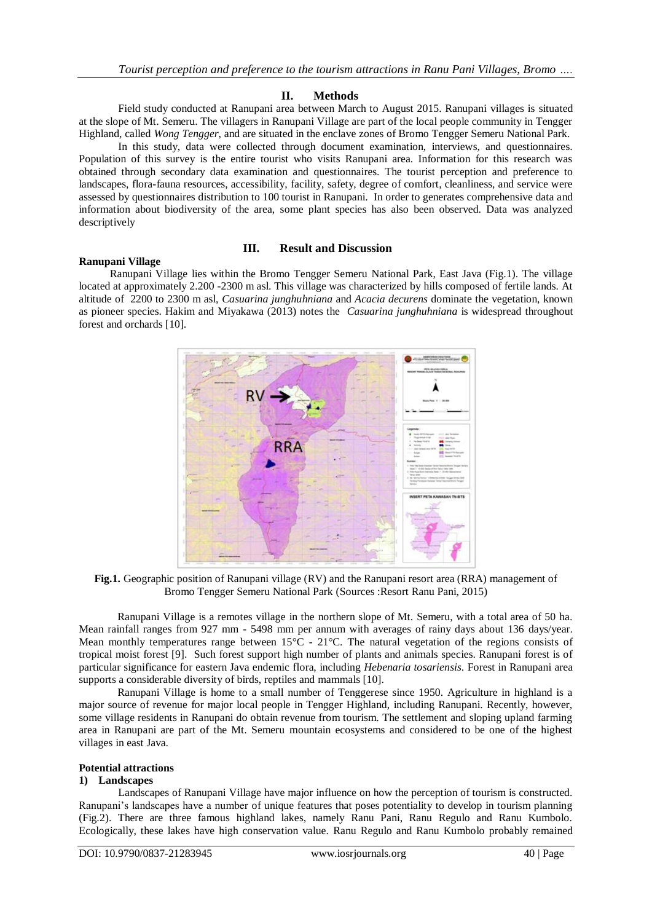## II. Methods

Field study conducted at Ranupani area between March to August 2015. Ranupani villages is situated at the slope of Mt. Semeru. The villagers in Ranupani Village are part of the local people community in Tengger Highland, called *Wong Tengger*, and are situated in the enclave zones of Bromo Tengger Semeru National Park.

In this study, data were collected through document examination, interviews, and questionnaires. Population of this survey is the entire tourist who visits Ranupani area. Information for this research was obtained through secondary data examination and questionnaires. The tourist perception and preference to landscapes, flora-fauna resources, accessibility, facility, safety, degree of comfort, cleanliness, and service were assessed by questionnaires distribution to 100 tourist in Ranupani. In order to generates comprehensive data and information about biodiversity of the area, some plant species has also been observed. Data was analyzed descriptively

## III. Result and Discussion

**Ranupani Village**

Ranupani Village lies within the Bromo Tengger Semeru National Park, East Java (Fig.1). The village located at approximately 2.200 -2300 m asl. This village was characterized by hills composed of fertile lands. At altitude of 2200 to 2300 m asl, *Casuarina junghuhniana* and *Acacia decurens* dominate the vegetation, known as pioneer species. Hakim and Miyakawa (2013) notes the *Casuarina junghuhniana* is widespread throughout forest and orchards [10].

**Fig.1.** Geographic position of Ranupani village (RV) and the Ranupani resort area (RRA) management of Bromo Tengger Semeru National Park (Sources :Resort Ranu Pani, 2015)

Ranupani Village is a remotes village in the northern slope of Mt. Semeru, with a total area of 50 ha. Mean rainfall ranges from 927 mm - 5498 mm per annum with averages of rainy days about 136 days/year. Mean monthly temperatures range between 15°C - 21°C. The natural vegetation of the regions consists of tropical moist forest [9]. Such forest support high number of plants and animals species. Ranupani forest is of particular significance for eastern Java endemic flora, including *Hebenaria tosariensis*. Forest in Ranupani area supports a considerable diversity of birds, reptiles and mammals [10].

Ranupani Village is home to a small number of Tenggerese since 1950. Agriculture in highland is a major source of revenue for major local people in Tengger Highland, including Ranupani. Recently, however, some village residents in Ranupani do obtain revenue from tourism. The settlement and sloping upland farming area in Ranupani are part of the Mt. Semeru mountain ecosystems and considered to be one of the highest villages in east Java.

**Potential attractions**

**1) Landscapes**

Landscapes of Ranupani Village have major influence on how the perception of tourism is constructed. Ranupani's landscapes have a number of unique features that poses potentiality to develop in tourism planning (Fig.2). There are three famous highland lakes, namely Ranu Pani, Ranu Regulo and Ranu Kumbolo. Ecologically, these lakes have high conservation value. Ranu Regulo and Ranu Kumbolo probably remained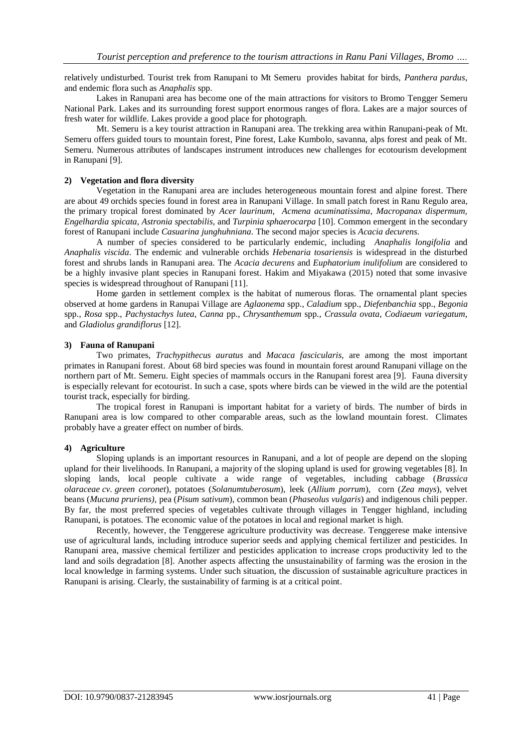relatively undisturbed. Tourist trek from Ranupani to Mt Semeru provides habitat for birds, *Panthera pardus*, and endemic flora such as *Anaphalis* spp.

Lakes in Ranupani area has become one of the main attractions for visitors to Bromo Tengger Semeru National Park. Lakes and its surrounding forest support enormous ranges of flora. Lakes are a major sources of fresh water for wildlife. Lakes provide a good place for photograph.

Mt. Semeru is a key tourist attraction in Ranupani area. The trekking area within Ranupani-peak of Mt. Semeru offers guided tours to mountain forest, Pine forest, Lake Kumbolo, savanna, alps forest and peak of Mt. Semeru. Numerous attributes of landscapes instrument introduces new challenges for ecotourism development in Ranupani [9].

**2) Vegetation and flora diversity**

Vegetation in the Ranupani area are includes heterogeneous mountain forest and alpine forest. There are about 49 orchids species found in forest area in Ranupani Village. In small patch forest in Ranu Regulo area, the primary tropical forest dominated by *Acer laurinum*, *Acmena acuminatissima*, *Macropanax dispermum*, *Engelhardia spicata*, *Astronia spectabilis*, and *Turpinia sphaerocarpa* [10]. Common emergent in the secondary forest of Ranupani include *Casuarina junghuhniana*. The second major species is *Acacia decurens*.

A number of species considered to be particularly endemic, including *Anaphalis longifolia* and *Anaphalis viscida*. The endemic and vulnerable orchids *Hebenaria tosariensis* is widespread in the disturbed forest and shrubs lands in Ranupani area. The *Acacia decurens* and *Euphatorium inulifolium* are considered to be a highly invasive plant species in Ranupani forest. Hakim and Miyakawa (2015) noted that some invasive species is widespread throughout of Ranupani [11].

Home garden in settlement complex is the habitat of numerous floras. The ornamental plant species observed at home gardens in Ranupai Village are *Aglaonema* spp., *Caladium* spp., *Diefenbanchia* spp., *Begonia* spp., *Rosa* spp., *Pachystachys lutea*, *Canna* pp., *Chrysanthemum* spp., *Crassula ovata*, *Codiaeum variegatum*, and *Gladiolus grandiflorus* [12].

**3) Fauna of Ranupani**

Two primates, *Trachypithecus auratus* and *Macaca fascicularis*, are among the most important primates in Ranupani forest. About 68 bird species was found in mountain forest around Ranupani village on the northern part of Mt. Semeru. Eight species of mammals occurs in the Ranupani forest area [9]. Fauna diversity is especially relevant for ecotourist. In such a case, spots where birds can be viewed in the wild are the potential tourist track, especially for birding.

The tropical forest in Ranupani is important habitat for a variety of birds. The number of birds in Ranupani area is low compared to other comparable areas, such as the lowland mountain forest. Climates probably have a greater effect on number of birds.

**4) Agriculture**

Sloping uplands is an important resources in Ranupani, and a lot of people are depend on the sloping upland for their livelihoods. In Ranupani, a majority of the sloping upland is used for growing vegetables [8]. In sloping lands, local people cultivate a wide range of vegetables, including cabbage (*Brassica olaraceae cv. green coronet*), potatoes (*Solanumtuberosum*), leek (*Allium porrum*), corn (*Zea mays*), velvet beans (*Mucuna pruriens),* pea (*Pisum sativum*), common bean (*Phaseolus vulgaris*) and indigenous chili pepper. By far, the most preferred species of vegetables cultivate through villages in Tengger highland, including Ranupani, is potatoes. The economic value of the potatoes in local and regional market is high.

Recently, however, the Tenggerese agriculture productivity was decrease. Tenggerese make intensive use of agricultural lands, including introduce superior seeds and applying chemical fertilizer and pesticides. In Ranupani area, massive chemical fertilizer and pesticides application to increase crops productivity led to the land and soils degradation [8]. Another aspects affecting the unsustainability of farming was the erosion in the local knowledge in farming systems. Under such situation, the discussion of sustainable agriculture practices in Ranupani is arising. Clearly, the sustainability of farming is at a critical point.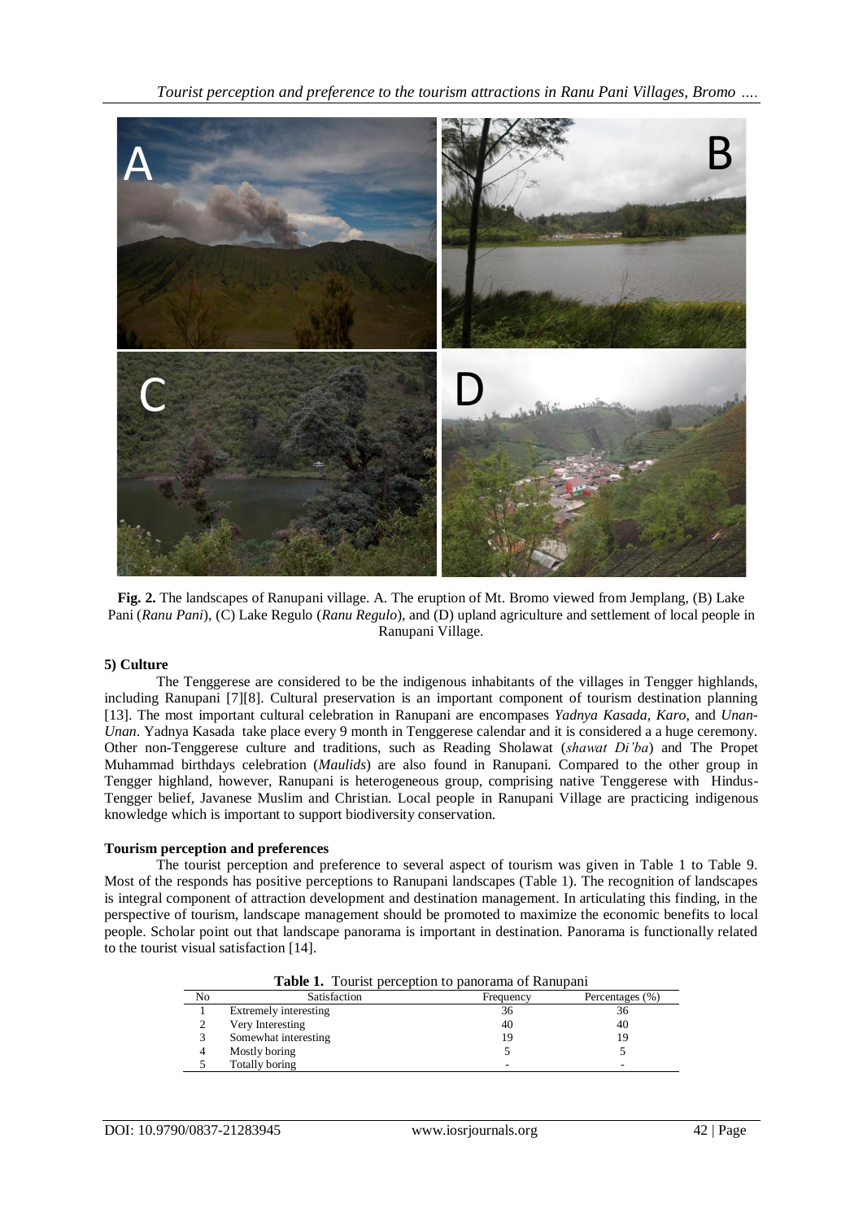**Fig. 2.** The landscapes of Ranupani village. A. The eruption of Mt. Bromo viewed from Jemplang, (B) Lake Pani (*Ranu Pani*), (C) Lake Regulo (*Ranu Regulo*), and (D) upland agriculture and settlement of local people in Ranupani Village.

#### 5) Culture

The Tenggerese are considered to be the indigenous inhabitants of the villages in Tengger highlands, including Ranupani [7][8]. Cultural preservation is an important component of tourism destination planning [13]. The most important cultural celebration in Ranupani are encompases *Yadnya Kasada*, *Karo*, and *Unan-Unan*. Yadnya Kasada take place every 9 month in Tenggerese calendar and it is considered a a huge ceremony. Other non-Tenggerese culture and traditions, such as Reading Sholawat (*shawat Di'ba*) and The Propet Muhammad birthdays celebration (*Maulids*) are also found in Ranupani. Compared to the other group in Tengger highland, however, Ranupani is heterogeneous group, comprising native Tenggerese with Hindus-Tengger belief, Javanese Muslim and Christian. Local people in Ranupani Village are practicing indigenous knowledge which is important to support biodiversity conservation.

### Tourism perception and preferences

The tourist perception and preference to several aspect of tourism was given in Table 1 to Table 9. Most of the responds has positive perceptions to Ranupani landscapes (Table 1). The recognition of landscapes is integral component of attraction development and destination management. In articulating this finding, in the perspective of tourism, landscape management should be promoted to maximize the economic benefits to local people. Scholar point out that landscape panorama is important in destination. Panorama is functionally related to the tourist visual satisfaction [14].

**Table 1.** Tourist perception to panorama of Ranupani

| No | Satisfaction | Frequency | Percentages (%) |
|---|---|---|---|
| 1 | Extremely interesting | 36 | 36 |
| 2 | Very Interesting | 40 | 40 |
| 3 | Somewhat interesting | 19 | 19 |
| 4 | Mostly boring | 5 | 5 |
| 5 | Totally boring | - | - |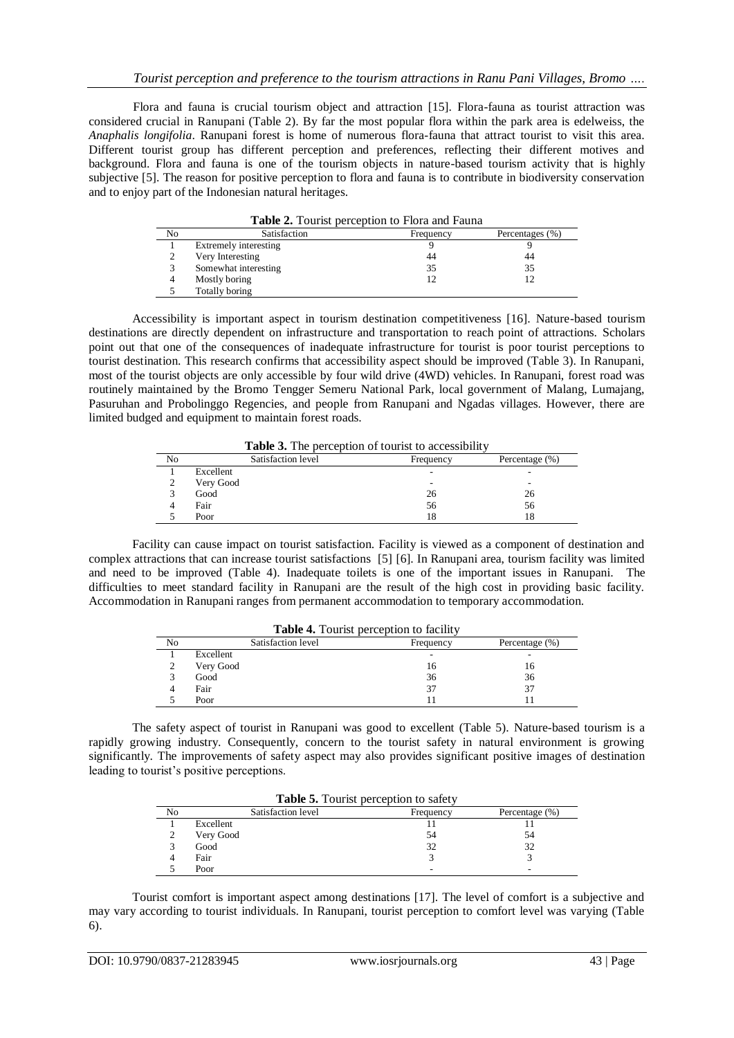Flora and fauna is crucial tourism object and attraction [15]. Flora-fauna as tourist attraction was considered crucial in Ranupani (Table 2). By far the most popular flora within the park area is edelweiss, the *Anaphalis longifolia*. Ranupani forest is home of numerous flora-fauna that attract tourist to visit this area. Different tourist group has different perception and preferences, reflecting their different motives and background. Flora and fauna is one of the tourism objects in nature-based tourism activity that is highly subjective [5]. The reason for positive perception to flora and fauna is to contribute in biodiversity conservation and to enjoy part of the Indonesian natural heritages.

**Table 2.** Tourist perception to Flora and Fauna

| No | Satisfaction | Frequency | Percentages (%) |
|---|---|---|---|
| 1 | Extremely interesting | 9 | 9 |
| 2 | Very Interesting | 44 | 44 |
| 3 | Somewhat interesting | 35 | 35 |
| 4 | Mostly boring | 12 | 12 |
| 5 | Totally boring | | |

Accessibility is important aspect in tourism destination competitiveness [16]. Nature-based tourism destinations are directly dependent on infrastructure and transportation to reach point of attractions. Scholars point out that one of the consequences of inadequate infrastructure for tourist is poor tourist perceptions to tourist destination. This research confirms that accessibility aspect should be improved (Table 3). In Ranupani, most of the tourist objects are only accessible by four wild drive (4WD) vehicles. In Ranupani, forest road was routinely maintained by the Bromo Tengger Semeru National Park, local government of Malang, Lumajang, Pasuruhan and Probolinggo Regencies, and people from Ranupani and Ngadas villages. However, there are limited budged and equipment to maintain forest roads.

**Table 3.** The perception of tourist to accessibility

| No | Satisfaction level | Frequency | Percentage (%) |
|---|---|---|---|
| 1 | Excellent | - | - |
| 2 | Very Good | - | - |
| 3 | Good | 26 | 26 |
| 4 | Fair | 56 | 56 |
| 5 | Poor | 18 | 18 |

Facility can cause impact on tourist satisfaction. Facility is viewed as a component of destination and complex attractions that can increase tourist satisfactions [5] [6]. In Ranupani area, tourism facility was limited and need to be improved (Table 4). Inadequate toilets is one of the important issues in Ranupani. The difficulties to meet standard facility in Ranupani are the result of the high cost in providing basic facility. Accommodation in Ranupani ranges from permanent accommodation to temporary accommodation.

**Table 4.** Tourist perception to facility

| No | Satisfaction level | Frequency | Percentage (%) |
|---|---|---|---|
| 1 | Excellent | - | - |
| 2 | Very Good | 16 | 16 |
| 3 | Good | 36 | 36 |
| 4 | Fair | 37 | 37 |
| 5 | Poor | 11 | 11 |

The safety aspect of tourist in Ranupani was good to excellent (Table 5). Nature-based tourism is a rapidly growing industry. Consequently, concern to the tourist safety in natural environment is growing significantly. The improvements of safety aspect may also provides significant positive images of destination leading to tourist's positive perceptions.

**Table 5.** Tourist perception to safety

| No | Satisfaction level | Frequency | Percentage (%) |
|---|---|---|---|
| 1 | Excellent | 11 | 11 |
| 2 | Very Good | 54 | 54 |
| 3 | Good | 32 | 32 |
| 4 | Fair | 3 | 3 |
| 5 | Poor | - | - |

Tourist comfort is important aspect among destinations [17]. The level of comfort is a subjective and may vary according to tourist individuals. In Ranupani, tourist perception to comfort level was varying (Table 6).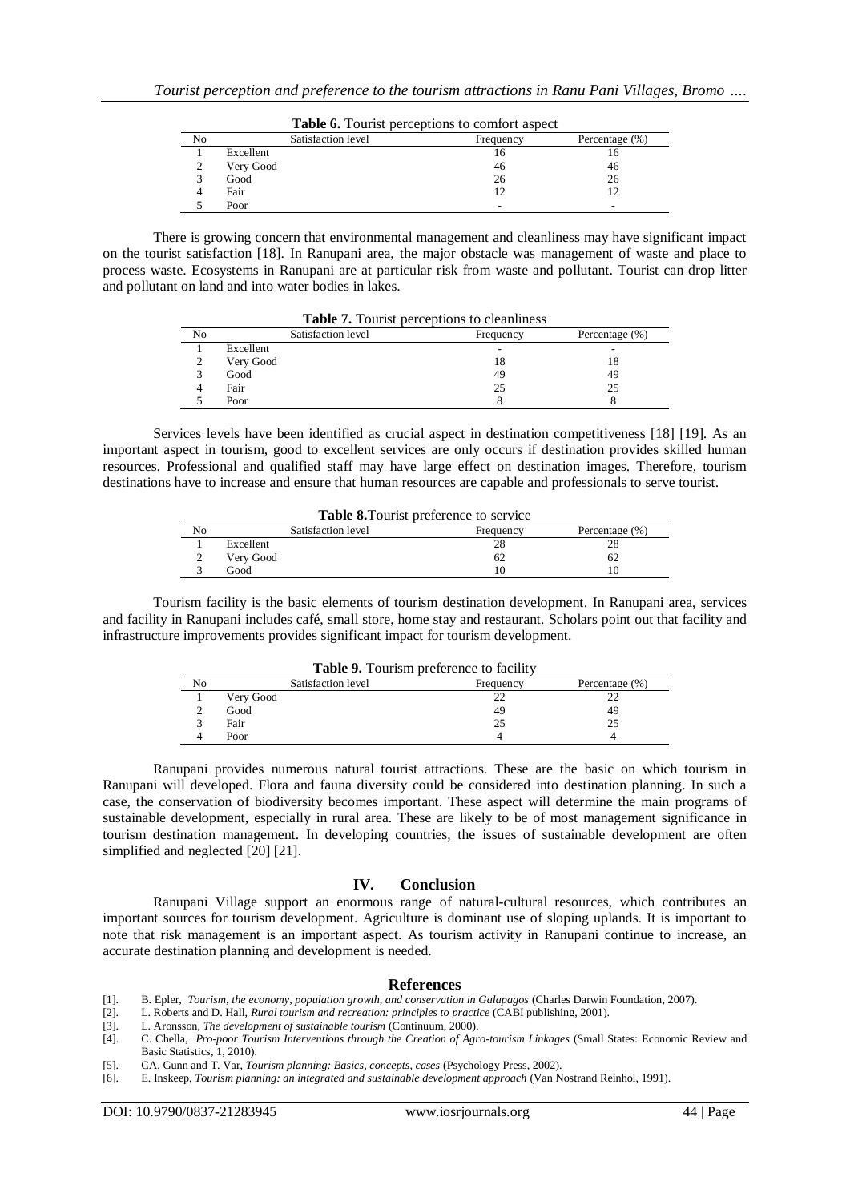**Table 6.** Tourist perceptions to comfort aspect

| No | Satisfaction level | Frequency | Percentage (%) |
|---|---|---|---|
| 1 | Excellent | 16 | 16 |
| 2 | Very Good | 46 | 46 |
| 3 | Good | 26 | 26 |
| 4 | Fair | 12 | 12 |
| 5 | Poor | - | - |

There is growing concern that environmental management and cleanliness may have significant impact on the tourist satisfaction [18]. In Ranupani area, the major obstacle was management of waste and place to process waste. Ecosystems in Ranupani are at particular risk from waste and pollutant. Tourist can drop litter and pollutant on land and into water bodies in lakes.

**Table 7.** Tourist perceptions to cleanliness

| No | Satisfaction level | Frequency | Percentage (%) |
|---|---|---|---|
| 1 | Excellent | - | - |
| 2 | Very Good | 18 | 18 |
| 3 | Good | 49 | 49 |
| 4 | Fair | 25 | 25 |
| 5 | Poor | 8 | 8 |

Services levels have been identified as crucial aspect in destination competitiveness [18] [19]. As an important aspect in tourism, good to excellent services are only occurs if destination provides skilled human resources. Professional and qualified staff may have large effect on destination images. Therefore, tourism destinations have to increase and ensure that human resources are capable and professionals to serve tourist.

**Table 8.** Tourist preference to service

| No | Satisfaction level | Frequency | Percentage (%) |
|---|---|---|---|
| 1 | Excellent | 28 | 28 |
| 2 | Very Good | 62 | 62 |
| 3 | Good | 10 | 10 |

Tourism facility is the basic elements of tourism destination development. In Ranupani area, services and facility in Ranupani includes café, small store, home stay and restaurant. Scholars point out that facility and infrastructure improvements provides significant impact for tourism development.

**Table 9.** Tourism preference to facility

| No | Satisfaction level | Frequency | Percentage (%) |
|---|---|---|---|
| 1 | Very Good | 22 | 22 |
| 2 | Good | 49 | 49 |
| 3 | Fair | 25 | 25 |
| 4 | Poor | 4 | 4 |

Ranupani provides numerous natural tourist attractions. These are the basic on which tourism in Ranupani will developed. Flora and fauna diversity could be considered into destination planning. In such a case, the conservation of biodiversity becomes important. These aspect will determine the main programs of sustainable development, especially in rural area. These are likely to be of most management significance in tourism destination management. In developing countries, the issues of sustainable development are often simplified and neglected [20] [21].

## IV. Conclusion

Ranupani Village support an enormous range of natural-cultural resources, which contributes an important sources for tourism development. Agriculture is dominant use of sloping uplands. It is important to note that risk management is an important aspect. As tourism activity in Ranupani continue to increase, an accurate destination planning and development is needed.

## References

[1]. B. Epler, *Tourism, the economy, population growth, and conservation in Galapagos* (Charles Darwin Foundation, 2007).

[2]. L. Roberts and D. Hall, *Rural tourism and recreation: principles to practice* (CABI publishing, 2001).

[3]. L. Aronsson, *The development of sustainable tourism* (Continuum, 2000).

[4]. C. Chella, *Pro-poor Tourism Interventions through the Creation of Agro-tourism Linkages* (Small States: Economic Review and Basic Statistics, 1, 2010).

[5]. CA. Gunn and T. Var, *Tourism planning: Basics, concepts, cases* (Psychology Press, 2002).

[6]. E. Inskeep, *Tourism planning: an integrated and sustainable development approach* (Van Nostrand Reinhol, 1991).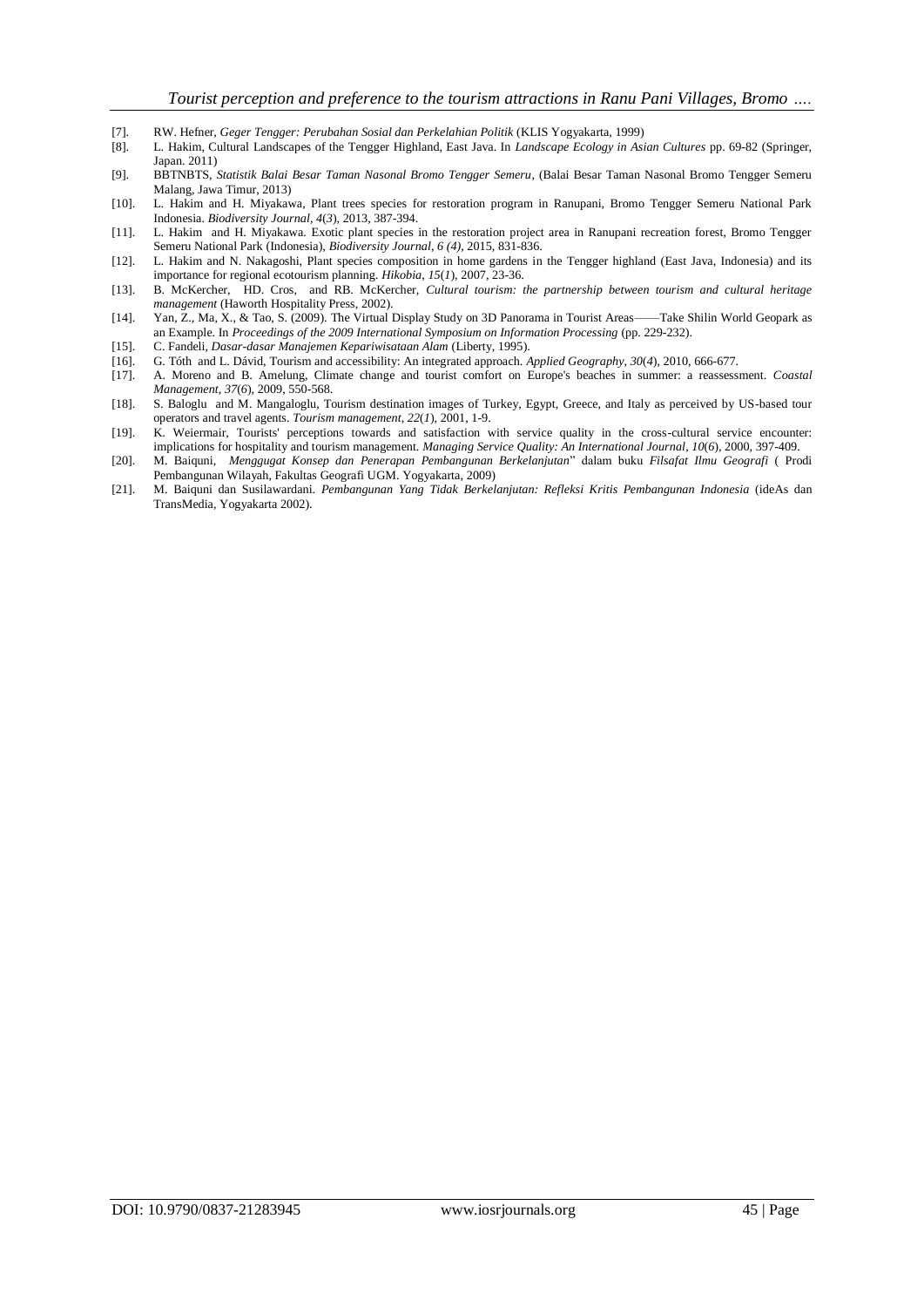[7]. RW. Hefner, *Geger Tengger: Perubahan Sosial dan Perkelahian Politik* (KLIS Yogyakarta, 1999)

[8]. L. Hakim, Cultural Landscapes of the Tengger Highland, East Java. In *Landscape Ecology in Asian Cultures* pp. 69-82 (Springer, Japan. 2011)

[9]. BBTNBTS, *Statistik Balai Besar Taman Nasonal Bromo Tengger Semeru*, (Balai Besar Taman Nasonal Bromo Tengger Semeru Malang, Jawa Timur, 2013)

[10]. L. Hakim and H. Miyakawa, Plant trees species for restoration program in Ranupani, Bromo Tengger Semeru National Park Indonesia. *Biodiversity Journal*, *4*(*3*), 2013, 387-394.

[11]. L. Hakim and H. Miyakawa. Exotic plant species in the restoration project area in Ranupani recreation forest, Bromo Tengger Semeru National Park (Indonesia), *Biodiversity Journal*, *6 (4)*, 2015, 831-836.

[12]. L. Hakim and N. Nakagoshi, Plant species composition in home gardens in the Tengger highland (East Java, Indonesia) and its importance for regional ecotourism planning. *Hikobia*, *15*(*1*), 2007, 23-36.

[13]. B. McKercher, HD. Cros, and RB. McKercher, *Cultural tourism: the partnership between tourism and cultural heritage management* (Haworth Hospitality Press, 2002).

[14]. Yan, Z., Ma, X., & Tao, S. (2009). The Virtual Display Study on 3D Panorama in Tourist Areas——Take Shilin World Geopark as an Example. In *Proceedings of the 2009 International Symposium on Information Processing* (pp. 229-232).

[15]. C. Fandeli, *Dasar-dasar Manajemen Kepariwisataan Alam* (Liberty, 1995).

[16]. G. Tóth and L. Dávid, Tourism and accessibility: An integrated approach. *Applied Geography*, *30*(*4*), 2010, 666-677.

[17]. A. Moreno and B. Amelung, Climate change and tourist comfort on Europe's beaches in summer: a reassessment. *Coastal Management*, *37*(*6*), 2009, 550-568.

[18]. S. Baloglu and M. Mangaloglu, Tourism destination images of Turkey, Egypt, Greece, and Italy as perceived by US-based tour operators and travel agents. *Tourism management*, *22*(*1*), 2001, 1-9.

[19]. K. Weiermair, Tourists' perceptions towards and satisfaction with service quality in the cross-cultural service encounter: implications for hospitality and tourism management. *Managing Service Quality: An International Journal*, *10*(*6*), 2000, 397-409.

[20]. M. Baiquni, *Menggugat Konsep dan Penerapan Pembangunan Berkelanjutan*" dalam buku *Filsafat Ilmu Geografi* ( Prodi Pembangunan Wilayah, Fakultas Geografi UGM. Yogyakarta, 2009)

[21]. M. Baiquni dan Susilawardani. *Pembangunan Yang Tidak Berkelanjutan: Refleksi Kritis Pembangunan Indonesia* (ideAs dan TransMedia, Yogyakarta 2002).